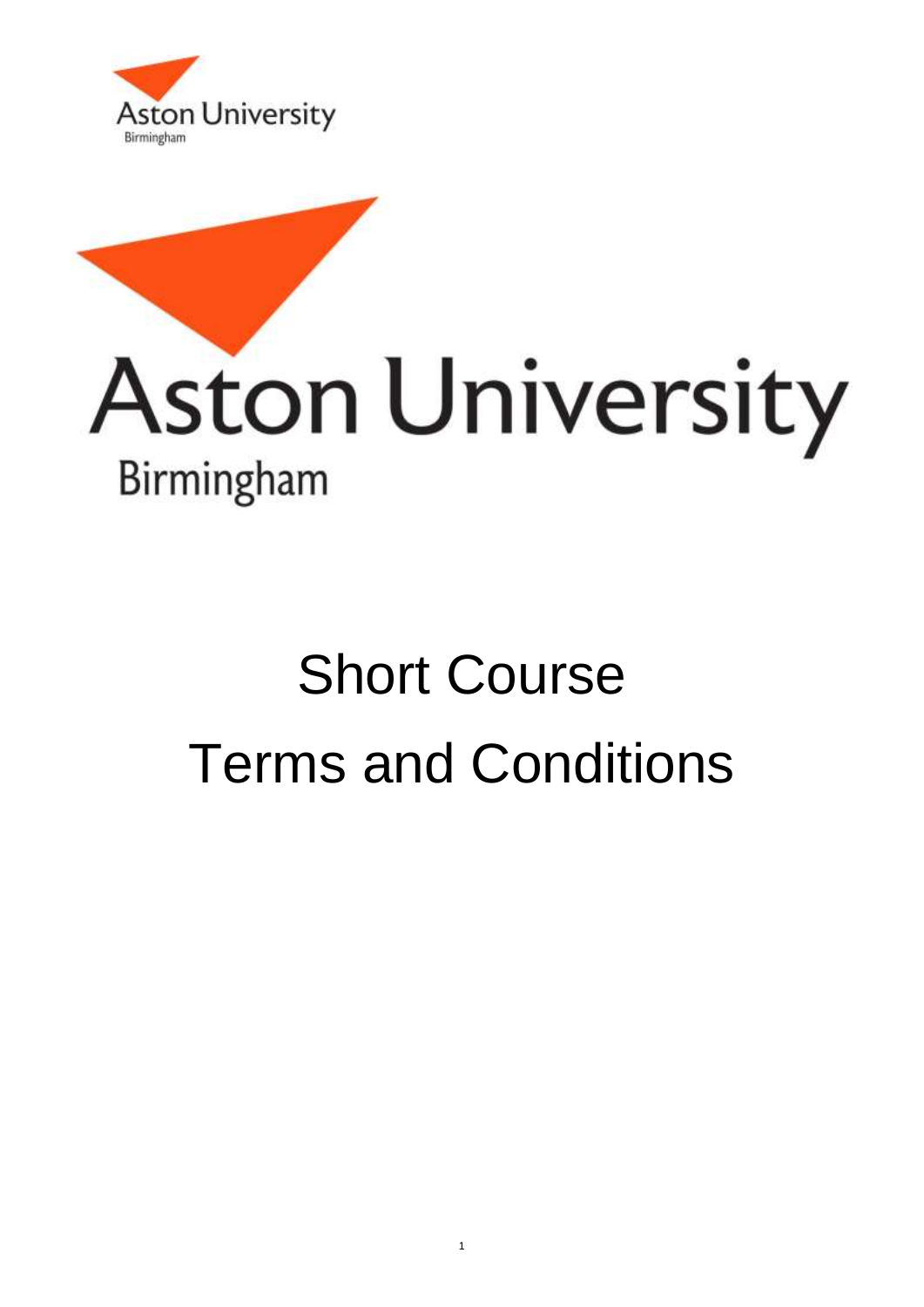Aston University
Birmingham

Aston University
Birmingham

# Short Course
# Terms and Conditions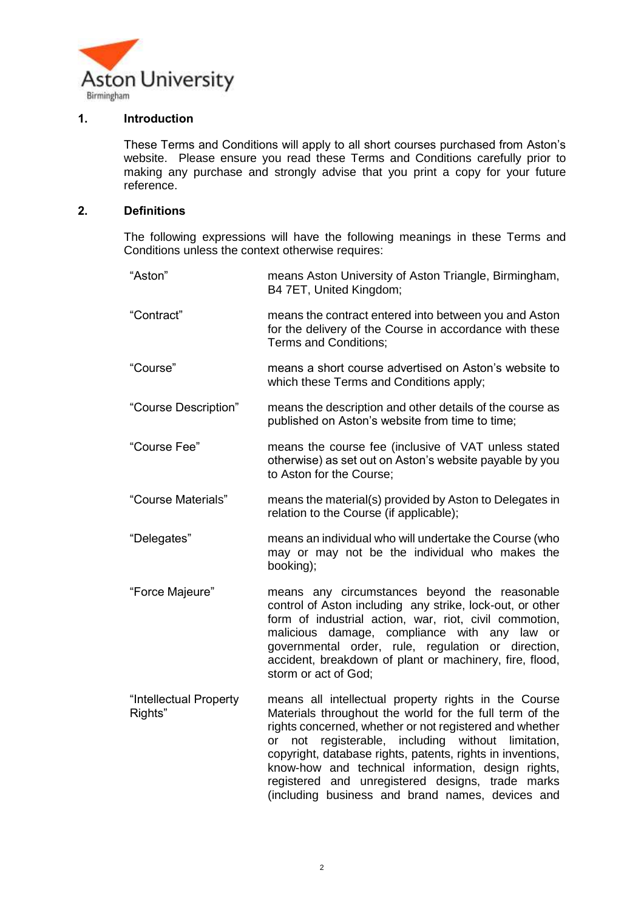## 1. Introduction

These Terms and Conditions will apply to all short courses purchased from Aston's website. Please ensure you read these Terms and Conditions carefully prior to making any purchase and strongly advise that you print a copy for your future reference.

## 2. Definitions

The following expressions will have the following meanings in these Terms and Conditions unless the context otherwise requires:

| | |
|---|---|
| "Aston" | means Aston University of Aston Triangle, Birmingham, B4 7ET, United Kingdom; |
| "Contract" | means the contract entered into between you and Aston for the delivery of the Course in accordance with these Terms and Conditions; |
| "Course" | means a short course advertised on Aston's website to which these Terms and Conditions apply; |
| "Course Description" | means the description and other details of the course as published on Aston's website from time to time; |
| "Course Fee" | means the course fee (inclusive of VAT unless stated otherwise) as set out on Aston's website payable by you to Aston for the Course; |
| "Course Materials" | means the material(s) provided by Aston to Delegates in relation to the Course (if applicable); |
| "Delegates" | means an individual who will undertake the Course (who may or may not be the individual who makes the booking); |
| "Force Majeure" | means any circumstances beyond the reasonable control of Aston including any strike, lock-out, or other form of industrial action, war, riot, civil commotion, malicious damage, compliance with any law or governmental order, rule, regulation or direction, accident, breakdown of plant or machinery, fire, flood, storm or act of God; |
| "Intellectual Property Rights" | means all intellectual property rights in the Course Materials throughout the world for the full term of the rights concerned, whether or not registered and whether or not registerable, including without limitation, copyright, database rights, patents, rights in inventions, know-how and technical information, design rights, registered and unregistered designs, trade marks (including business and brand names, devices and |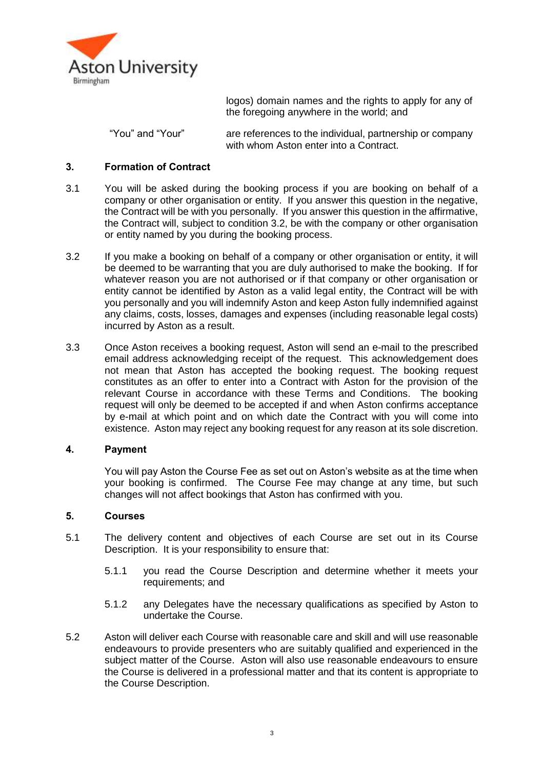| | |
|---|---|
| | logos) domain names and the rights to apply for any of the foregoing anywhere in the world; and |
| "You" and "Your" | are references to the individual, partnership or company with whom Aston enter into a Contract. |

## 3. Formation of Contract

3.1 You will be asked during the booking process if you are booking on behalf of a company or other organisation or entity. If you answer this question in the negative, the Contract will be with you personally. If you answer this question in the affirmative, the Contract will, subject to condition 3.2, be with the company or other organisation or entity named by you during the booking process.

3.2 If you make a booking on behalf of a company or other organisation or entity, it will be deemed to be warranting that you are duly authorised to make the booking. If for whatever reason you are not authorised or if that company or other organisation or entity cannot be identified by Aston as a valid legal entity, the Contract will be with you personally and you will indemnify Aston and keep Aston fully indemnified against any claims, costs, losses, damages and expenses (including reasonable legal costs) incurred by Aston as a result.

3.3 Once Aston receives a booking request, Aston will send an e-mail to the prescribed email address acknowledging receipt of the request. This acknowledgement does not mean that Aston has accepted the booking request. The booking request constitutes as an offer to enter into a Contract with Aston for the provision of the relevant Course in accordance with these Terms and Conditions. The booking request will only be deemed to be accepted if and when Aston confirms acceptance by e-mail at which point and on which date the Contract with you will come into existence. Aston may reject any booking request for any reason at its sole discretion.

## 4. Payment

You will pay Aston the Course Fee as set out on Aston's website as at the time when your booking is confirmed. The Course Fee may change at any time, but such changes will not affect bookings that Aston has confirmed with you.

## 5. Courses

5.1 The delivery content and objectives of each Course are set out in its Course Description. It is your responsibility to ensure that:

5.1.1 you read the Course Description and determine whether it meets your requirements; and

5.1.2 any Delegates have the necessary qualifications as specified by Aston to undertake the Course.

5.2 Aston will deliver each Course with reasonable care and skill and will use reasonable endeavours to provide presenters who are suitably qualified and experienced in the subject matter of the Course. Aston will also use reasonable endeavours to ensure the Course is delivered in a professional matter and that its content is appropriate to the Course Description.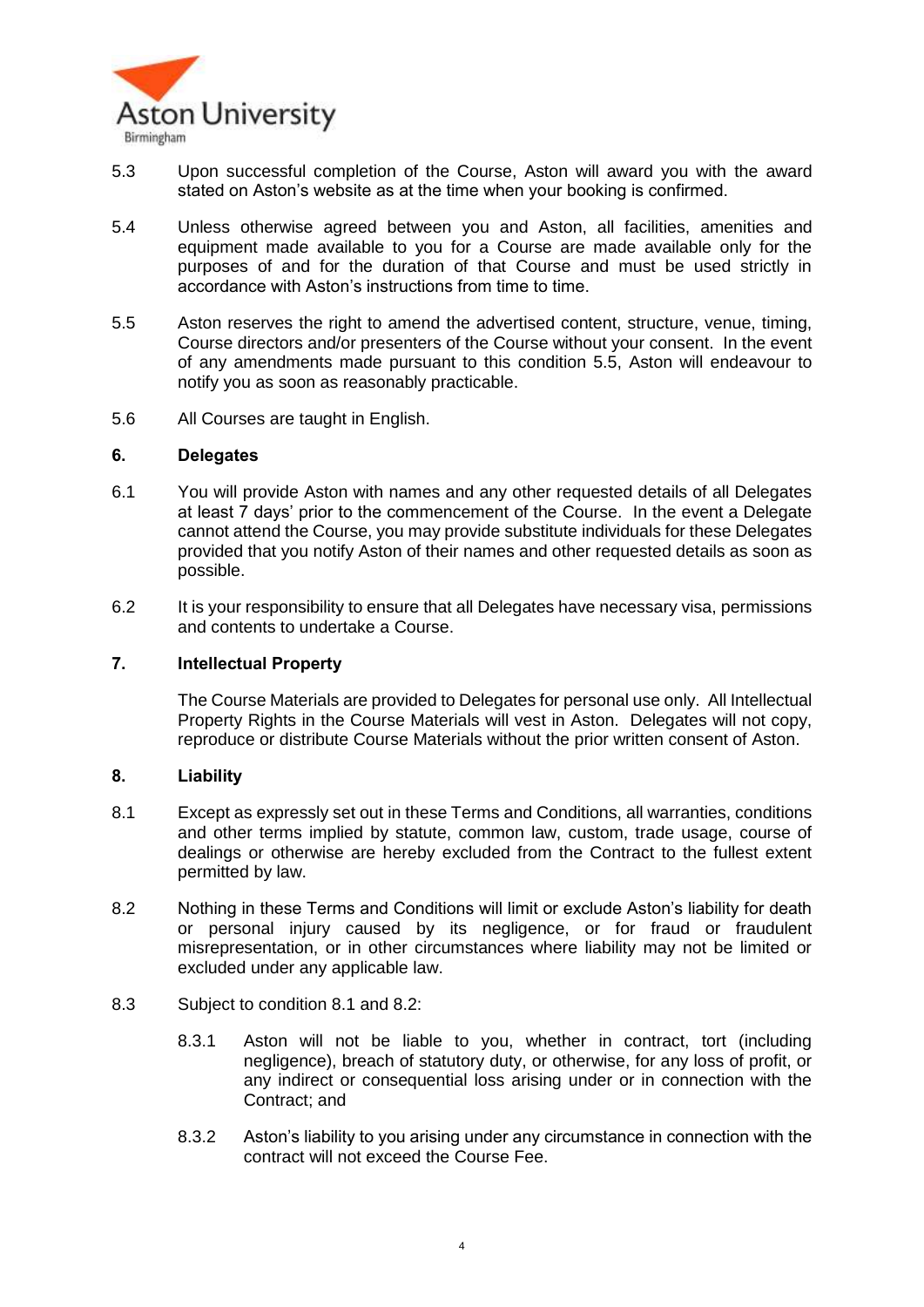5.3 Upon successful completion of the Course, Aston will award you with the award stated on Aston's website as at the time when your booking is confirmed.

5.4 Unless otherwise agreed between you and Aston, all facilities, amenities and equipment made available to you for a Course are made available only for the purposes of and for the duration of that Course and must be used strictly in accordance with Aston's instructions from time to time.

5.5 Aston reserves the right to amend the advertised content, structure, venue, timing, Course directors and/or presenters of the Course without your consent. In the event of any amendments made pursuant to this condition 5.5, Aston will endeavour to notify you as soon as reasonably practicable.

5.6 All Courses are taught in English.

## 6. Delegates

6.1 You will provide Aston with names and any other requested details of all Delegates at least 7 days' prior to the commencement of the Course. In the event a Delegate cannot attend the Course, you may provide substitute individuals for these Delegates provided that you notify Aston of their names and other requested details as soon as possible.

6.2 It is your responsibility to ensure that all Delegates have necessary visa, permissions and contents to undertake a Course.

## 7. Intellectual Property

The Course Materials are provided to Delegates for personal use only. All Intellectual Property Rights in the Course Materials will vest in Aston. Delegates will not copy, reproduce or distribute Course Materials without the prior written consent of Aston.

## 8. Liability

8.1 Except as expressly set out in these Terms and Conditions, all warranties, conditions and other terms implied by statute, common law, custom, trade usage, course of dealings or otherwise are hereby excluded from the Contract to the fullest extent permitted by law.

8.2 Nothing in these Terms and Conditions will limit or exclude Aston's liability for death or personal injury caused by its negligence, or for fraud or fraudulent misrepresentation, or in other circumstances where liability may not be limited or excluded under any applicable law.

8.3 Subject to condition 8.1 and 8.2:

8.3.1 Aston will not be liable to you, whether in contract, tort (including negligence), breach of statutory duty, or otherwise, for any loss of profit, or any indirect or consequential loss arising under or in connection with the Contract; and

8.3.2 Aston's liability to you arising under any circumstance in connection with the contract will not exceed the Course Fee.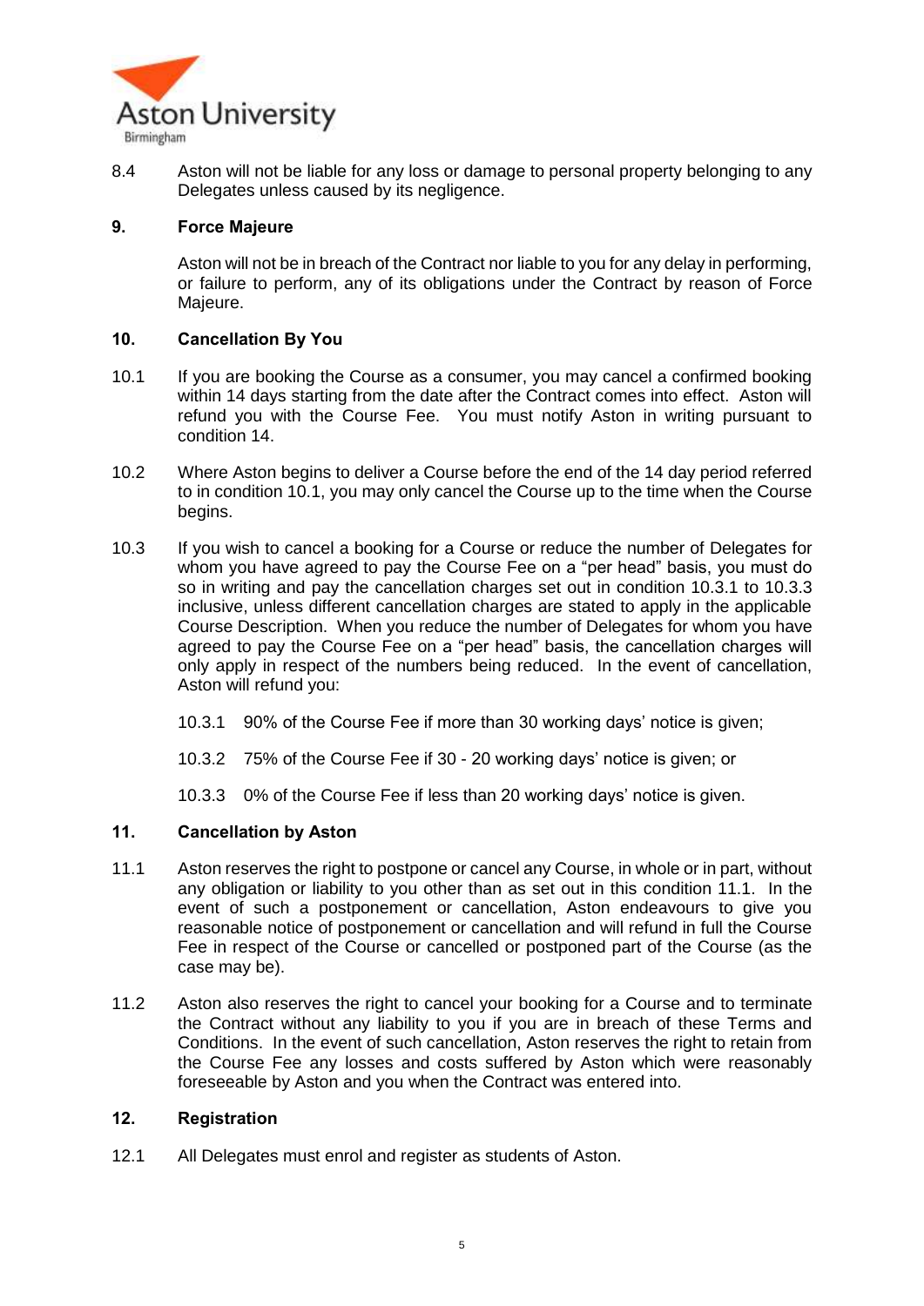8.4 Aston will not be liable for any loss or damage to personal property belonging to any Delegates unless caused by its negligence.

## 9. Force Majeure

Aston will not be in breach of the Contract nor liable to you for any delay in performing, or failure to perform, any of its obligations under the Contract by reason of Force Majeure.

## 10. Cancellation By You

10.1 If you are booking the Course as a consumer, you may cancel a confirmed booking within 14 days starting from the date after the Contract comes into effect. Aston will refund you with the Course Fee. You must notify Aston in writing pursuant to condition 14.

10.2 Where Aston begins to deliver a Course before the end of the 14 day period referred to in condition 10.1, you may only cancel the Course up to the time when the Course begins.

10.3 If you wish to cancel a booking for a Course or reduce the number of Delegates for whom you have agreed to pay the Course Fee on a "per head" basis, you must do so in writing and pay the cancellation charges set out in condition 10.3.1 to 10.3.3 inclusive, unless different cancellation charges are stated to apply in the applicable Course Description. When you reduce the number of Delegates for whom you have agreed to pay the Course Fee on a "per head" basis, the cancellation charges will only apply in respect of the numbers being reduced. In the event of cancellation, Aston will refund you:

10.3.1 90% of the Course Fee if more than 30 working days' notice is given;

10.3.2 75% of the Course Fee if 30 - 20 working days' notice is given; or

10.3.3 0% of the Course Fee if less than 20 working days' notice is given.

## 11. Cancellation by Aston

11.1 Aston reserves the right to postpone or cancel any Course, in whole or in part, without any obligation or liability to you other than as set out in this condition 11.1. In the event of such a postponement or cancellation, Aston endeavours to give you reasonable notice of postponement or cancellation and will refund in full the Course Fee in respect of the Course or cancelled or postponed part of the Course (as the case may be).

11.2 Aston also reserves the right to cancel your booking for a Course and to terminate the Contract without any liability to you if you are in breach of these Terms and Conditions. In the event of such cancellation, Aston reserves the right to retain from the Course Fee any losses and costs suffered by Aston which were reasonably foreseeable by Aston and you when the Contract was entered into.

## 12. Registration

12.1 All Delegates must enrol and register as students of Aston.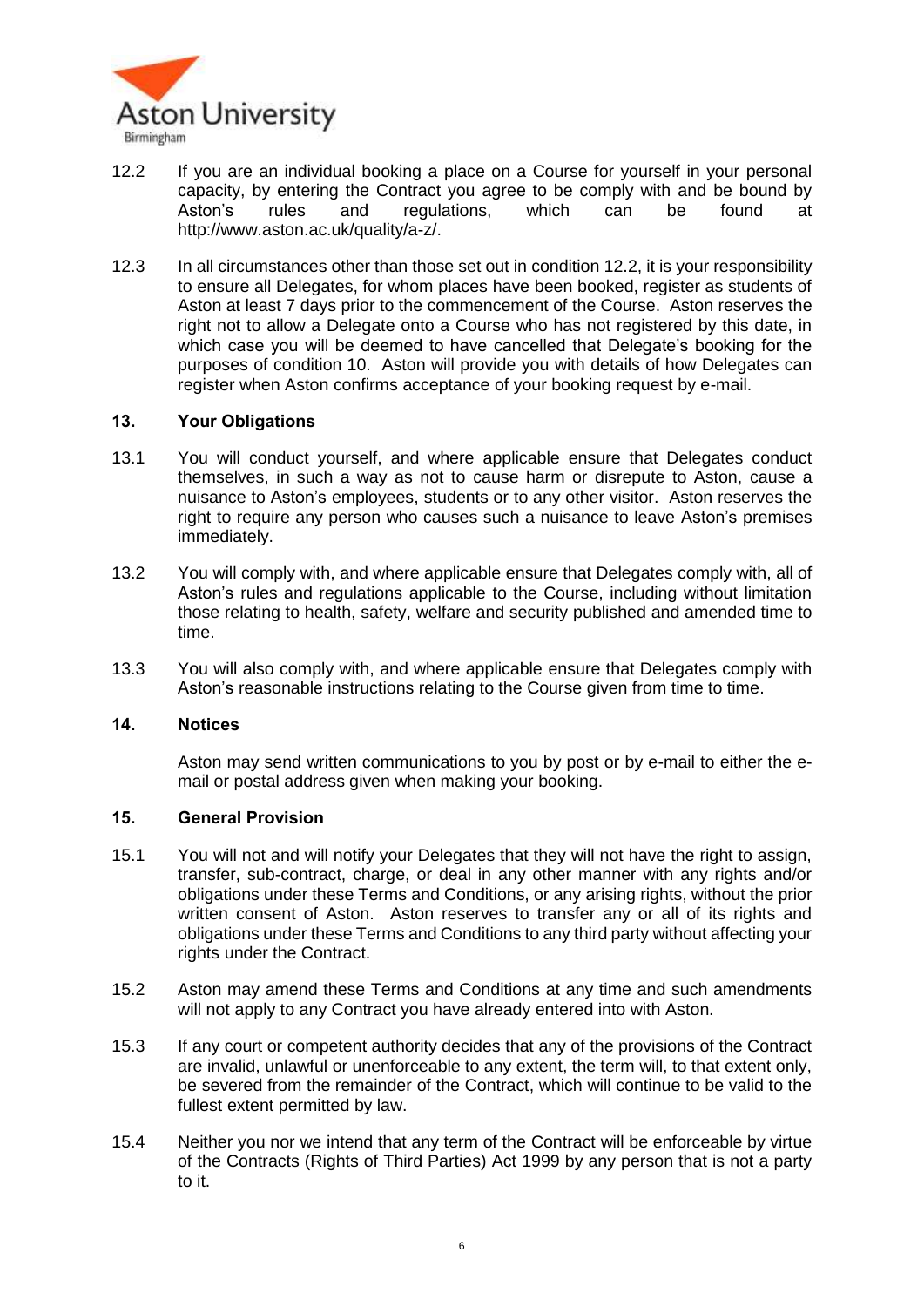12.2 If you are an individual booking a place on a Course for yourself in your personal capacity, by entering the Contract you agree to be comply with and be bound by Aston's rules and regulations, which can be found at http://www.aston.ac.uk/quality/a-z/.

12.3 In all circumstances other than those set out in condition 12.2, it is your responsibility to ensure all Delegates, for whom places have been booked, register as students of Aston at least 7 days prior to the commencement of the Course. Aston reserves the right not to allow a Delegate onto a Course who has not registered by this date, in which case you will be deemed to have cancelled that Delegate's booking for the purposes of condition 10. Aston will provide you with details of how Delegates can register when Aston confirms acceptance of your booking request by e-mail.

## 13. Your Obligations

13.1 You will conduct yourself, and where applicable ensure that Delegates conduct themselves, in such a way as not to cause harm or disrepute to Aston, cause a nuisance to Aston's employees, students or to any other visitor. Aston reserves the right to require any person who causes such a nuisance to leave Aston's premises immediately.

13.2 You will comply with, and where applicable ensure that Delegates comply with, all of Aston's rules and regulations applicable to the Course, including without limitation those relating to health, safety, welfare and security published and amended time to time.

13.3 You will also comply with, and where applicable ensure that Delegates comply with Aston's reasonable instructions relating to the Course given from time to time.

## 14. Notices

Aston may send written communications to you by post or by e-mail to either the e-mail or postal address given when making your booking.

## 15. General Provision

15.1 You will not and will notify your Delegates that they will not have the right to assign, transfer, sub-contract, charge, or deal in any other manner with any rights and/or obligations under these Terms and Conditions, or any arising rights, without the prior written consent of Aston. Aston reserves to transfer any or all of its rights and obligations under these Terms and Conditions to any third party without affecting your rights under the Contract.

15.2 Aston may amend these Terms and Conditions at any time and such amendments will not apply to any Contract you have already entered into with Aston.

15.3 If any court or competent authority decides that any of the provisions of the Contract are invalid, unlawful or unenforceable to any extent, the term will, to that extent only, be severed from the remainder of the Contract, which will continue to be valid to the fullest extent permitted by law.

15.4 Neither you nor we intend that any term of the Contract will be enforceable by virtue of the Contracts (Rights of Third Parties) Act 1999 by any person that is not a party to it.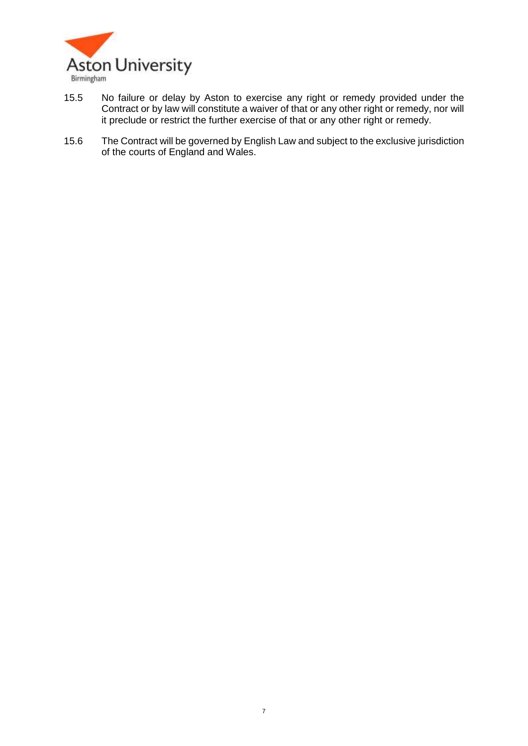15.5 No failure or delay by Aston to exercise any right or remedy provided under the Contract or by law will constitute a waiver of that or any other right or remedy, nor will it preclude or restrict the further exercise of that or any other right or remedy.

15.6 The Contract will be governed by English Law and subject to the exclusive jurisdiction of the courts of England and Wales.